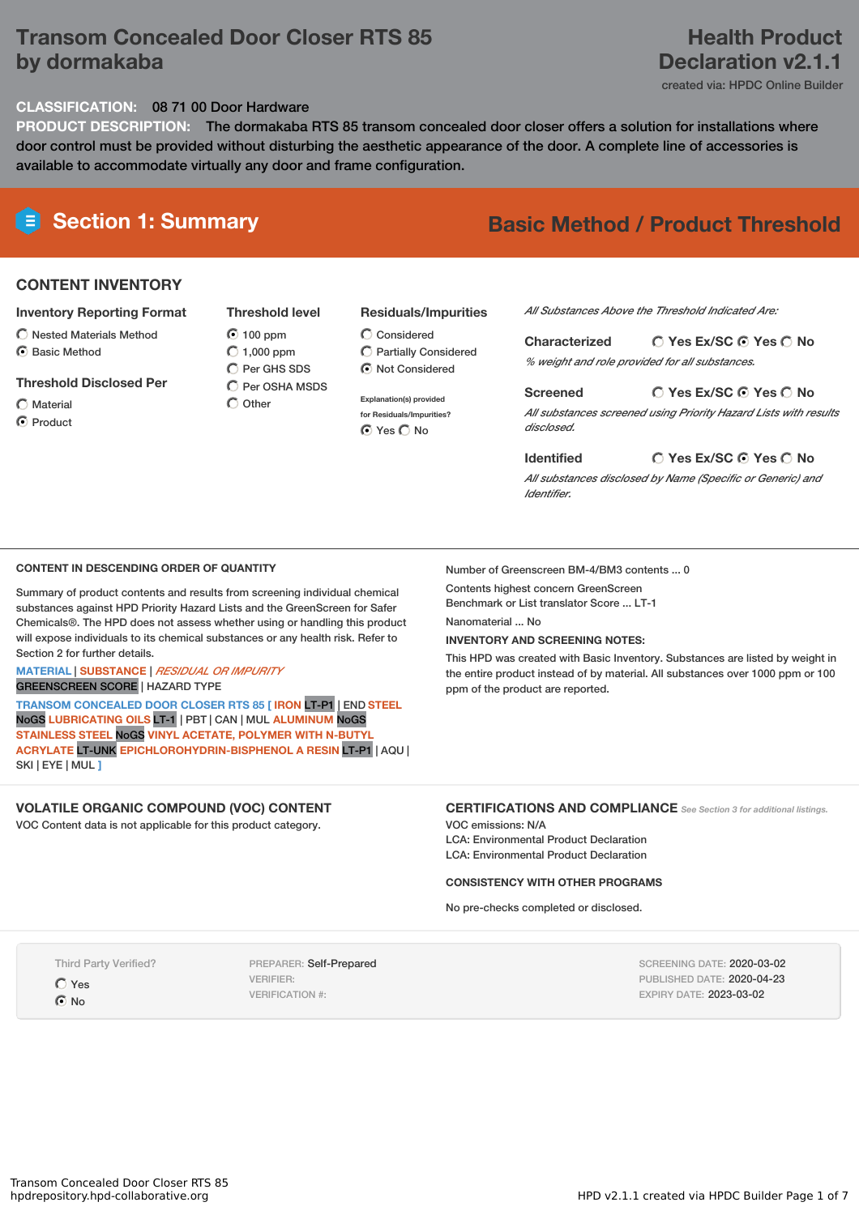# Transom Concealed Door Closer RTS 85 by dormakaba

## Health Product Declaration v2.1.1

created via: HPDC Online Builder

**CLASSIFICATION:** 08 71 00 Door Hardware

**PRODUCT DESCRIPTION:** The dormakaba RTS 85 transom concealed door closer offers a solution for installations where door control must be provided without disturbing the aesthetic appearance of the door. A complete line of accessories is available to accommodate virtually any door and frame configuration.

## Section 1: Summary

**Basic Method / Product Threshold**

### CONTENT INVENTORY

**Inventory Reporting Format**

- ○ Nested Materials Method
- ◉ Basic Method

**Threshold Disclosed Per**

- ○ Material
- ◉ Product

**Threshold level**

- ◉ 100 ppm
- ○ 1,000 ppm
- ○ Per GHS SDS
- ○ Per OSHA MSDS
- ○ Other

**Residuals/Impurities**

- ○ Considered
- ○ Partially Considered
- ◉ Not Considered

Explanation(s) provided for Residuals/Impurities?

◉ Yes ○ No

*All Substances Above the Threshold Indicated Are:*

**Characterized** ○ Yes Ex/SC ◉ Yes ○ No

*% weight and role provided for all substances.*

**Screened** ○ Yes Ex/SC ◉ Yes ○ No

*All substances screened using Priority Hazard Lists with results disclosed.*

**Identified** ○ Yes Ex/SC ◉ Yes ○ No

*All substances disclosed by Name (Specific or Generic) and Identifier.*

### CONTENT IN DESCENDING ORDER OF QUANTITY

Summary of product contents and results from screening individual chemical substances against HPD Priority Hazard Lists and the GreenScreen for Safer Chemicals®. The HPD does not assess whether using or handling this product will expose individuals to its chemical substances or any health risk. Refer to Section 2 for further details.

MATERIAL | SUBSTANCE | *RESIDUAL OR IMPURITY*
GREENSCREEN SCORE | HAZARD TYPE

TRANSOM CONCEALED DOOR CLOSER RTS 85 [ IRON LT-P1 | END STEEL NoGS LUBRICATING OILS LT-1 | PBT | CAN | MUL ALUMINUM NoGS STAINLESS STEEL NoGS VINYL ACETATE, POLYMER WITH N-BUTYL ACRYLATE LT-UNK EPICHLOROHYDRIN-BISPHENOL A RESIN LT-P1 | AQU | SKI | EYE | MUL ]

Number of Greenscreen BM-4/BM3 contents ... 0

Contents highest concern GreenScreen Benchmark or List translator Score ... LT-1

Nanomaterial ... No

**INVENTORY AND SCREENING NOTES:**

This HPD was created with Basic Inventory. Substances are listed by weight in the entire product instead of by material. All substances over 1000 ppm or 100 ppm of the product are reported.

### VOLATILE ORGANIC COMPOUND (VOC) CONTENT

VOC Content data is not applicable for this product category.

### CERTIFICATIONS AND COMPLIANCE

*See Section 3 for additional listings.*

VOC emissions: N/A

LCA: Environmental Product Declaration

LCA: Environmental Product Declaration

**CONSISTENCY WITH OTHER PROGRAMS**

No pre-checks completed or disclosed.

Third Party Verified?

- ○ Yes
- ◉ No

PREPARER: Self-Prepared

VERIFIER:

VERIFICATION #:

SCREENING DATE: 2020-03-02

PUBLISHED DATE: 2020-04-23

EXPIRY DATE: 2023-03-02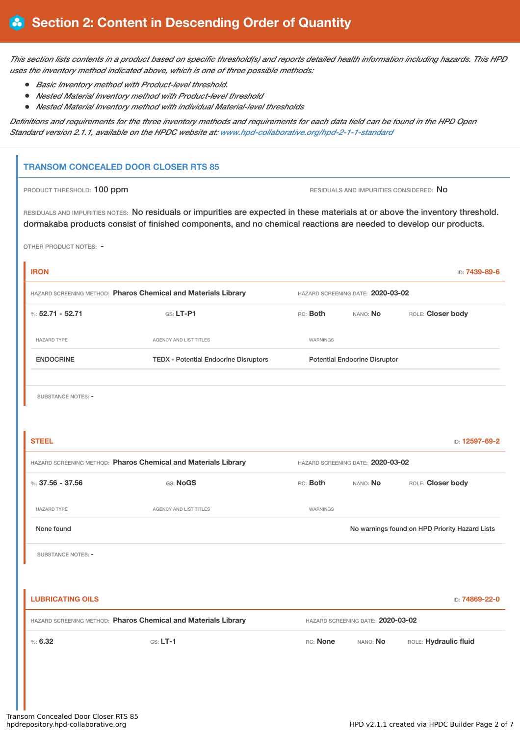## Section 2: Content in Descending Order of Quantity

*This section lists contents in a product based on specific threshold(s) and reports detailed health information including hazards. This HPD uses the inventory method indicated above, which is one of three possible methods:*

- *Basic Inventory method with Product-level threshold.*
- *Nested Material Inventory method with Product-level threshold*
- *Nested Material Inventory method with individual Material-level thresholds*

*Definitions and requirements for the three inventory methods and requirements for each data field can be found in the HPD Open Standard version 2.1.1, available on the HPDC website at: www.hpd-collaborative.org/hpd-2-1-1-standard*

### TRANSOM CONCEALED DOOR CLOSER RTS 85

PRODUCT THRESHOLD: 100 ppm

RESIDUALS AND IMPURITIES CONSIDERED: No

RESIDUALS AND IMPURITIES NOTES: No residuals or impurities are expected in these materials at or above the inventory threshold. dormakaba products consist of finished components, and no chemical reactions are needed to develop our products.

OTHER PRODUCT NOTES: -

#### IRON

ID: 7439-89-6

HAZARD SCREENING METHOD: **Pharos Chemical and Materials Library** HAZARD SCREENING DATE: **2020-03-02**

%: **52.71 - 52.71** GS: **LT-P1** RC: **Both** NANO: **No** ROLE: **Closer body**

| HAZARD TYPE | AGENCY AND LIST TITLES | WARNINGS |
|---|---|---|
| ENDOCRINE | TEDX - Potential Endocrine Disruptors | Potential Endocrine Disruptor |

SUBSTANCE NOTES: -

#### STEEL

ID: 12597-69-2

HAZARD SCREENING METHOD: **Pharos Chemical and Materials Library** HAZARD SCREENING DATE: **2020-03-02**

%: **37.56 - 37.56** GS: **NoGS** RC: **Both** NANO: **No** ROLE: **Closer body**

| HAZARD TYPE | AGENCY AND LIST TITLES | WARNINGS |
|---|---|---|
| None found | | No warnings found on HPD Priority Hazard Lists |

SUBSTANCE NOTES: -

#### LUBRICATING OILS

ID: 74869-22-0

HAZARD SCREENING METHOD: **Pharos Chemical and Materials Library** HAZARD SCREENING DATE: **2020-03-02**

%: **6.32** GS: **LT-1** RC: **None** NANO: **No** ROLE: **Hydraulic fluid**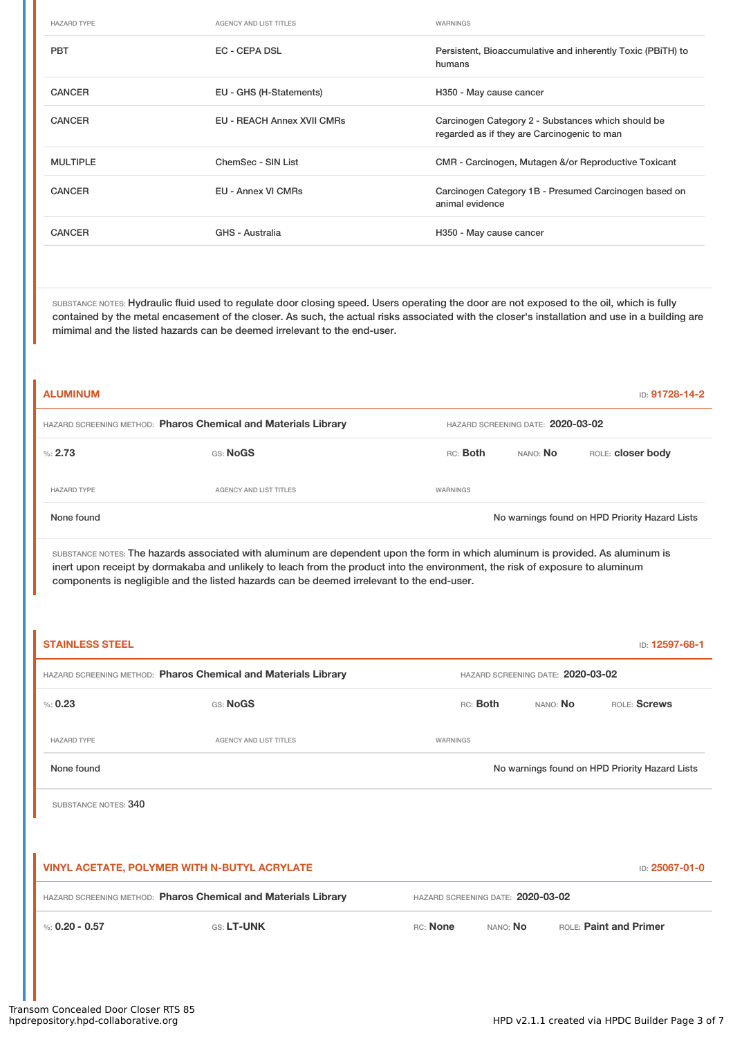| HAZARD TYPE | AGENCY AND LIST TITLES | WARNINGS |
|---|---|---|
| PBT | EC - CEPA DSL | Persistent, Bioaccumulative and inherently Toxic (PBiTH) to humans |
| CANCER | EU - GHS (H-Statements) | H350 - May cause cancer |
| CANCER | EU - REACH Annex XVII CMRs | Carcinogen Category 2 - Substances which should be regarded as if they are Carcinogenic to man |
| MULTIPLE | ChemSec - SIN List | CMR - Carcinogen, Mutagen &/or Reproductive Toxicant |
| CANCER | EU - Annex VI CMRs | Carcinogen Category 1B - Presumed Carcinogen based on animal evidence |
| CANCER | GHS - Australia | H350 - May cause cancer |

SUBSTANCE NOTES: Hydraulic fluid used to regulate door closing speed. Users operating the door are not exposed to the oil, which is fully contained by the metal encasement of the closer. As such, the actual risks associated with the closer's installation and use in a building are mimimal and the listed hazards can be deemed irrelevant to the end-user.

## ALUMINUM

ID: **91728-14-2**

HAZARD SCREENING METHOD: **Pharos Chemical and Materials Library** HAZARD SCREENING DATE: **2020-03-02**

%: **2.73** GS: **NoGS** RC: **Both** NANO: **No** ROLE: **closer body**

| HAZARD TYPE | AGENCY AND LIST TITLES | WARNINGS |
|---|---|---|
| None found | | No warnings found on HPD Priority Hazard Lists |

SUBSTANCE NOTES: The hazards associated with aluminum are dependent upon the form in which aluminum is provided. As aluminum is inert upon receipt by dormakaba and unlikely to leach from the product into the environment, the risk of exposure to aluminum components is negligible and the listed hazards can be deemed irrelevant to the end-user.

## STAINLESS STEEL

ID: **12597-68-1**

HAZARD SCREENING METHOD: **Pharos Chemical and Materials Library** HAZARD SCREENING DATE: **2020-03-02**

%: **0.23** GS: **NoGS** RC: **Both** NANO: **No** ROLE: **Screws**

| HAZARD TYPE | AGENCY AND LIST TITLES | WARNINGS |
|---|---|---|
| None found | | No warnings found on HPD Priority Hazard Lists |

SUBSTANCE NOTES: 340

## VINYL ACETATE, POLYMER WITH N-BUTYL ACRYLATE

ID: **25067-01-0**

HAZARD SCREENING METHOD: **Pharos Chemical and Materials Library** HAZARD SCREENING DATE: **2020-03-02**

%: **0.20 - 0.57** GS: **LT-UNK** RC: **None** NANO: **No** ROLE: **Paint and Primer**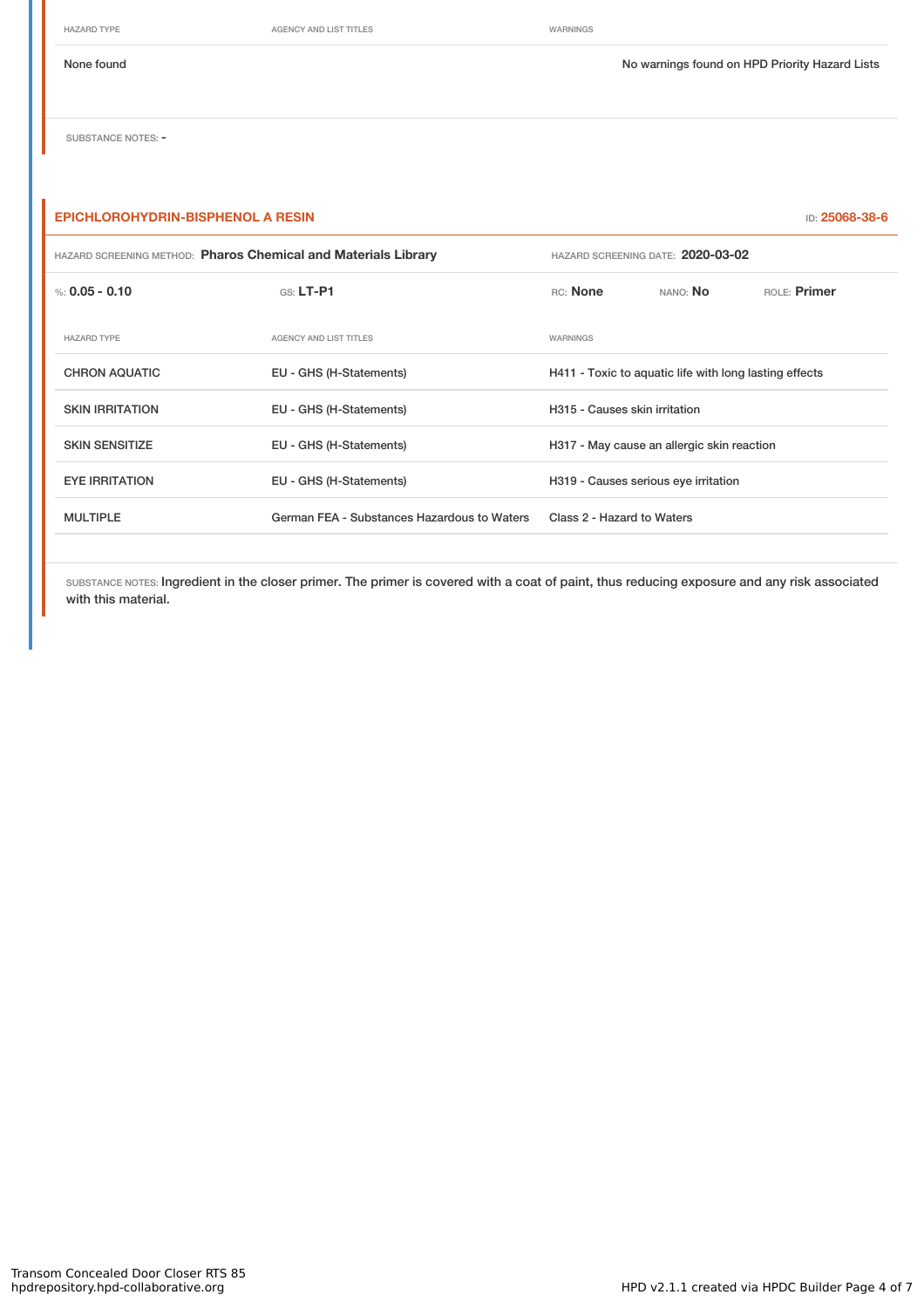| HAZARD TYPE | AGENCY AND LIST TITLES | WARNINGS |
| --- | --- | --- |
| None found | | No warnings found on HPD Priority Hazard Lists |

SUBSTANCE NOTES: -

### EPICHLOROHYDRIN-BISPHENOL A RESIN

ID: **25068-38-6**

HAZARD SCREENING METHOD: **Pharos Chemical and Materials Library** HAZARD SCREENING DATE: **2020-03-02**

%: **0.05 - 0.10** GS: **LT-P1** RC: **None** NANO: **No** ROLE: **Primer**

| HAZARD TYPE | AGENCY AND LIST TITLES | WARNINGS |
| --- | --- | --- |
| CHRON AQUATIC | EU - GHS (H-Statements) | H411 - Toxic to aquatic life with long lasting effects |
| SKIN IRRITATION | EU - GHS (H-Statements) | H315 - Causes skin irritation |
| SKIN SENSITIZE | EU - GHS (H-Statements) | H317 - May cause an allergic skin reaction |
| EYE IRRITATION | EU - GHS (H-Statements) | H319 - Causes serious eye irritation |
| MULTIPLE | German FEA - Substances Hazardous to Waters | Class 2 - Hazard to Waters |

SUBSTANCE NOTES: Ingredient in the closer primer. The primer is covered with a coat of paint, thus reducing exposure and any risk associated with this material.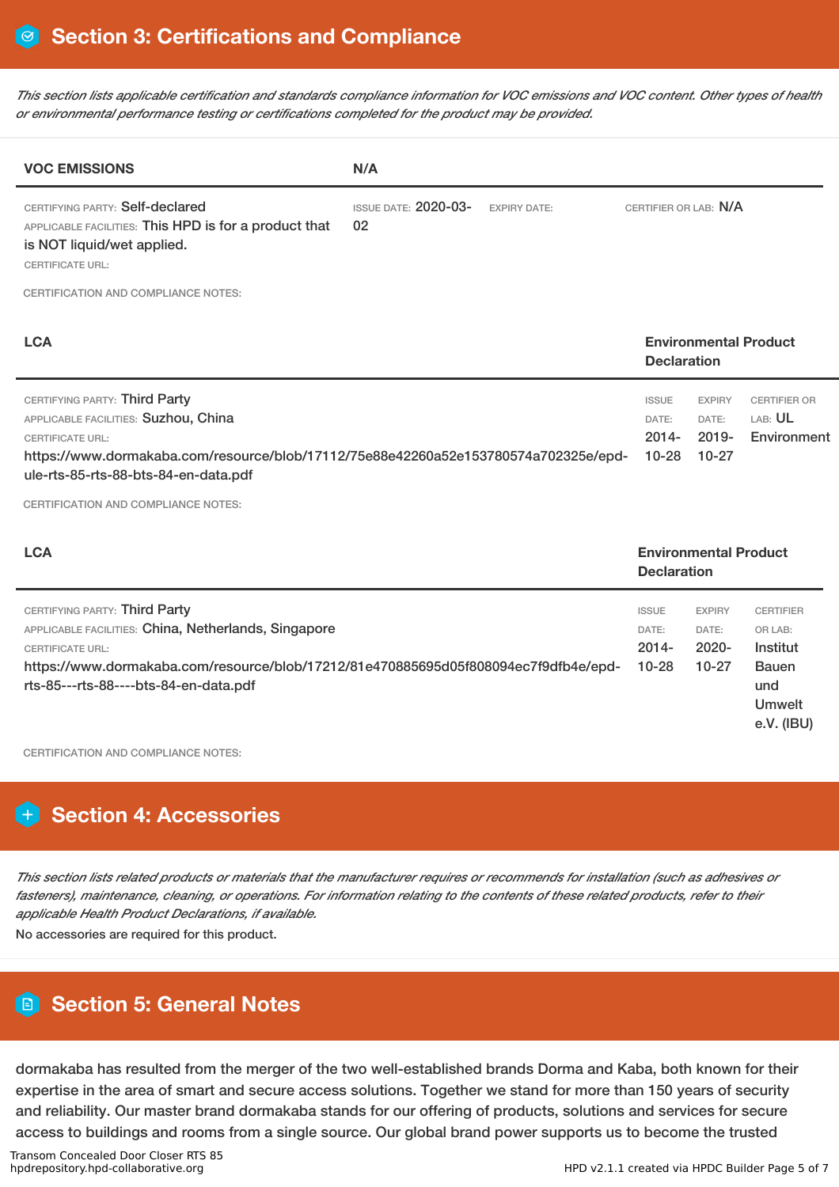## Section 3: Certifications and Compliance

*This section lists applicable certification and standards compliance information for VOC emissions and VOC content. Other types of health or environmental performance testing or certifications completed for the product may be provided.*

| VOC EMISSIONS | N/A | | |
|---|---|---|---|
| CERTIFYING PARTY: Self-declared<br>APPLICABLE FACILITIES: This HPD is for a product that is NOT liquid/wet applied.<br>CERTIFICATE URL: | ISSUE DATE: 2020-03-02 | EXPIRY DATE: | CERTIFIER OR LAB: N/A |

CERTIFICATION AND COMPLIANCE NOTES:

| LCA | Environmental Product Declaration | | |
|---|---|---|---|
| CERTIFYING PARTY: Third Party<br>APPLICABLE FACILITIES: Suzhou, China<br>CERTIFICATE URL:<br>https://www.dormakaba.com/resource/blob/17112/75e88e42260a52e153780574a702325e/epd-ule-rts-85-rts-88-bts-84-en-data.pdf | ISSUE DATE: 2014-10-28 | EXPIRY DATE: 2019-10-27 | CERTIFIER OR LAB: UL Environment |

CERTIFICATION AND COMPLIANCE NOTES:

| LCA | Environmental Product Declaration | | |
|---|---|---|---|
| CERTIFYING PARTY: Third Party<br>APPLICABLE FACILITIES: China, Netherlands, Singapore<br>CERTIFICATE URL:<br>https://www.dormakaba.com/resource/blob/17212/81e470885695d05f808094ec7f9dfb4e/epd-rts-85---rts-88----bts-84-en-data.pdf | ISSUE DATE: 2014-10-28 | EXPIRY DATE: 2020-10-27 | CERTIFIER OR LAB: Institut Bauen und Umwelt e.V. (IBU) |

CERTIFICATION AND COMPLIANCE NOTES:

## Section 4: Accessories

*This section lists related products or materials that the manufacturer requires or recommends for installation (such as adhesives or fasteners), maintenance, cleaning, or operations. For information relating to the contents of these related products, refer to their applicable Health Product Declarations, if available.*

No accessories are required for this product.

## Section 5: General Notes

dormakaba has resulted from the merger of the two well-established brands Dorma and Kaba, both known for their expertise in the area of smart and secure access solutions. Together we stand for more than 150 years of security and reliability. Our master brand dormakaba stands for our offering of products, solutions and services for secure access to buildings and rooms from a single source. Our global brand power supports us to become the trusted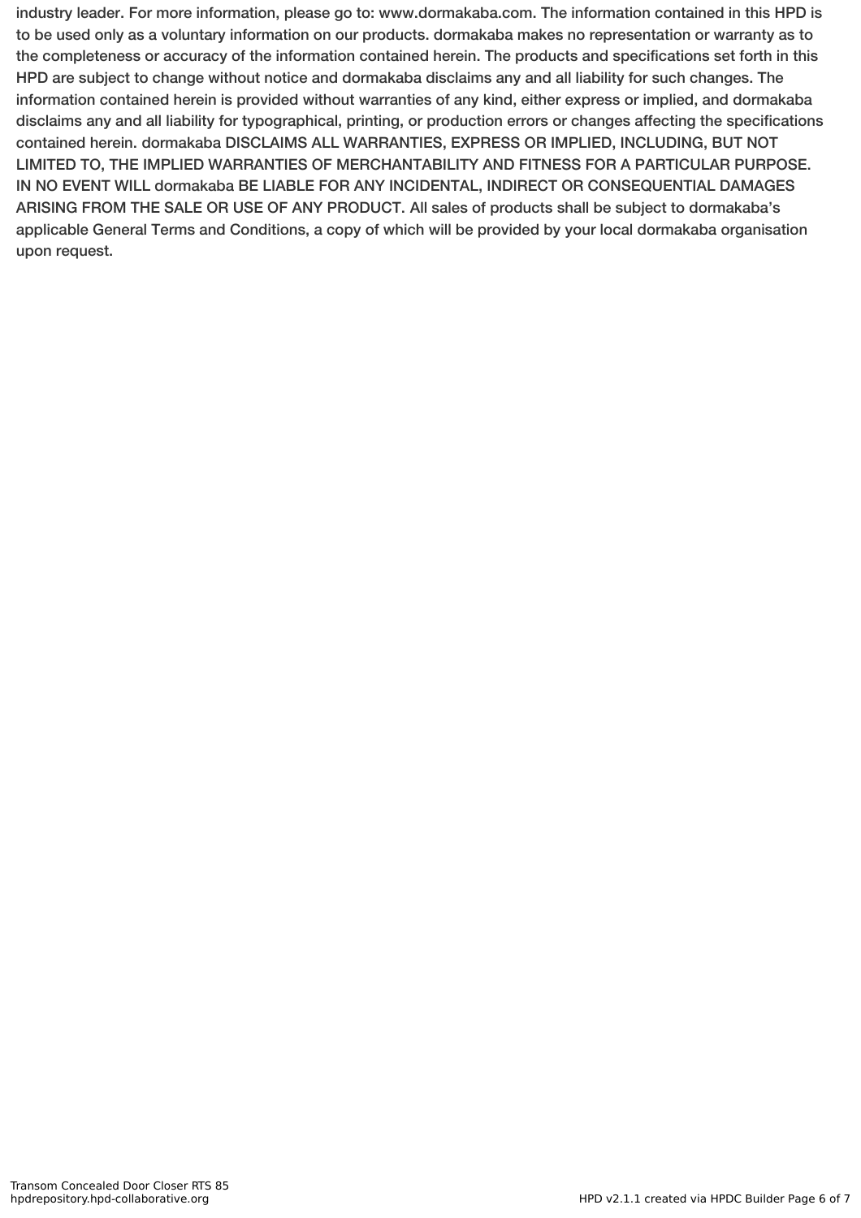industry leader. For more information, please go to: www.dormakaba.com. The information contained in this HPD is to be used only as a voluntary information on our products. dormakaba makes no representation or warranty as to the completeness or accuracy of the information contained herein. The products and specifications set forth in this HPD are subject to change without notice and dormakaba disclaims any and all liability for such changes. The information contained herein is provided without warranties of any kind, either express or implied, and dormakaba disclaims any and all liability for typographical, printing, or production errors or changes affecting the specifications contained herein. dormakaba DISCLAIMS ALL WARRANTIES, EXPRESS OR IMPLIED, INCLUDING, BUT NOT LIMITED TO, THE IMPLIED WARRANTIES OF MERCHANTABILITY AND FITNESS FOR A PARTICULAR PURPOSE. IN NO EVENT WILL dormakaba BE LIABLE FOR ANY INCIDENTAL, INDIRECT OR CONSEQUENTIAL DAMAGES ARISING FROM THE SALE OR USE OF ANY PRODUCT. All sales of products shall be subject to dormakaba's applicable General Terms and Conditions, a copy of which will be provided by your local dormakaba organisation upon request.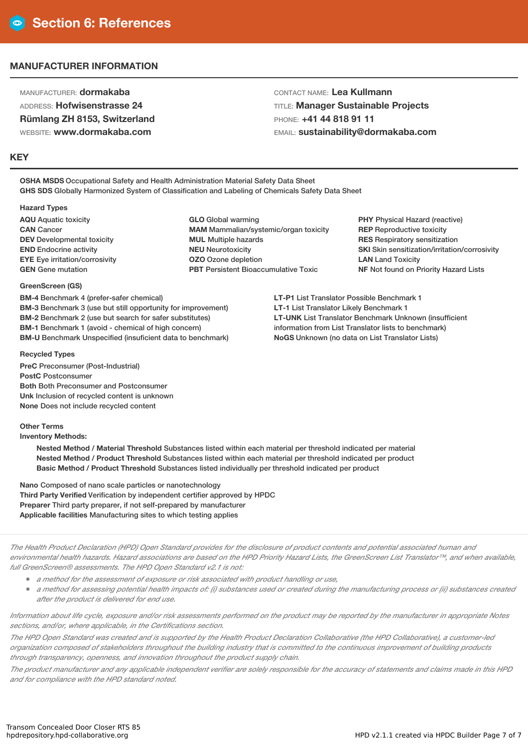# Section 6: References

## MANUFACTURER INFORMATION

MANUFACTURER: **dormakaba**
ADDRESS: **Hofwisenstrasse 24**
**Rümlang ZH 8153, Switzerland**
WEBSITE: **www.dormakaba.com**

CONTACT NAME: **Lea Kullmann**
TITLE: **Manager Sustainable Projects**
PHONE: **+41 44 818 91 11**
EMAIL: **sustainability@dormakaba.com**

## KEY

**OSHA MSDS** Occupational Safety and Health Administration Material Safety Data Sheet
**GHS SDS** Globally Harmonized System of Classification and Labeling of Chemicals Safety Data Sheet

### Hazard Types

**AQU** Aquatic toxicity
**CAN** Cancer
**DEV** Developmental toxicity
**END** Endocrine activity
**EYE** Eye irritation/corrosivity
**GEN** Gene mutation
**GLO** Global warming
**MAM** Mammalian/systemic/organ toxicity
**MUL** Multiple hazards
**NEU** Neurotoxicity
**OZO** Ozone depletion
**PBT** Persistent Bioaccumulative Toxic
**PHY** Physical Hazard (reactive)
**REP** Reproductive toxicity
**RES** Respiratory sensitization
**SKI** Skin sensitization/irritation/corrosivity
**LAN** Land Toxicity
**NF** Not found on Priority Hazard Lists

### GreenScreen (GS)

**BM-4** Benchmark 4 (prefer-safer chemical)
**BM-3** Benchmark 3 (use but still opportunity for improvement)
**BM-2** Benchmark 2 (use but search for safer substitutes)
**BM-1** Benchmark 1 (avoid - chemical of high concern)
**BM-U** Benchmark Unspecified (insuficient data to benchmark)
**LT-P1** List Translator Possible Benchmark 1
**LT-1** List Translator Likely Benchmark 1
**LT-UNK** List Translator Benchmark Unknown (insufficient information from List Translator lists to benchmark)
**NoGS** Unknown (no data on List Translator Lists)

### Recycled Types

**PreC** Preconsumer (Post-Industrial)
**PostC** Postconsumer
**Both** Both Preconsumer and Postconsumer
**Unk** Inclusion of recycled content is unknown
**None** Does not include recycled content

### Other Terms

**Inventory Methods:**

- **Nested Method / Material Threshold** Substances listed within each material per threshold indicated per material
- **Nested Method / Product Threshold** Substances listed within each material per threshold indicated per product
- **Basic Method / Product Threshold** Substances listed individually per threshold indicated per product

**Nano** Composed of nano scale particles or nanotechnology
**Third Party Verified** Verification by independent certifier approved by HPDC
**Preparer** Third party preparer, if not self-prepared by manufacturer
**Applicable facilities** Manufacturing sites to which testing applies

*The Health Product Declaration (HPD) Open Standard provides for the disclosure of product contents and potential associated human and environmental health hazards. Hazard associations are based on the HPD Priority Hazard Lists, the GreenScreen List Translator™, and when available, full GreenScreen® assessments. The HPD Open Standard v2.1 is not:*

- *a method for the assessment of exposure or risk associated with product handling or use,*
- *a method for assessing potential health impacts of: (i) substances used or created during the manufacturing process or (ii) substances created after the product is delivered for end use.*

*Information about life cycle, exposure and/or risk assessments performed on the product may be reported by the manufacturer in appropriate Notes sections, and/or, where applicable, in the Certifications section.*

*The HPD Open Standard was created and is supported by the Health Product Declaration Collaborative (the HPD Collaborative), a customer-led organization composed of stakeholders throughout the building industry that is committed to the continuous improvement of building products through transparency, openness, and innovation throughout the product supply chain.*

*The product manufacturer and any applicable independent verifier are solely responsible for the accuracy of statements and claims made in this HPD and for compliance with the HPD standard noted.*